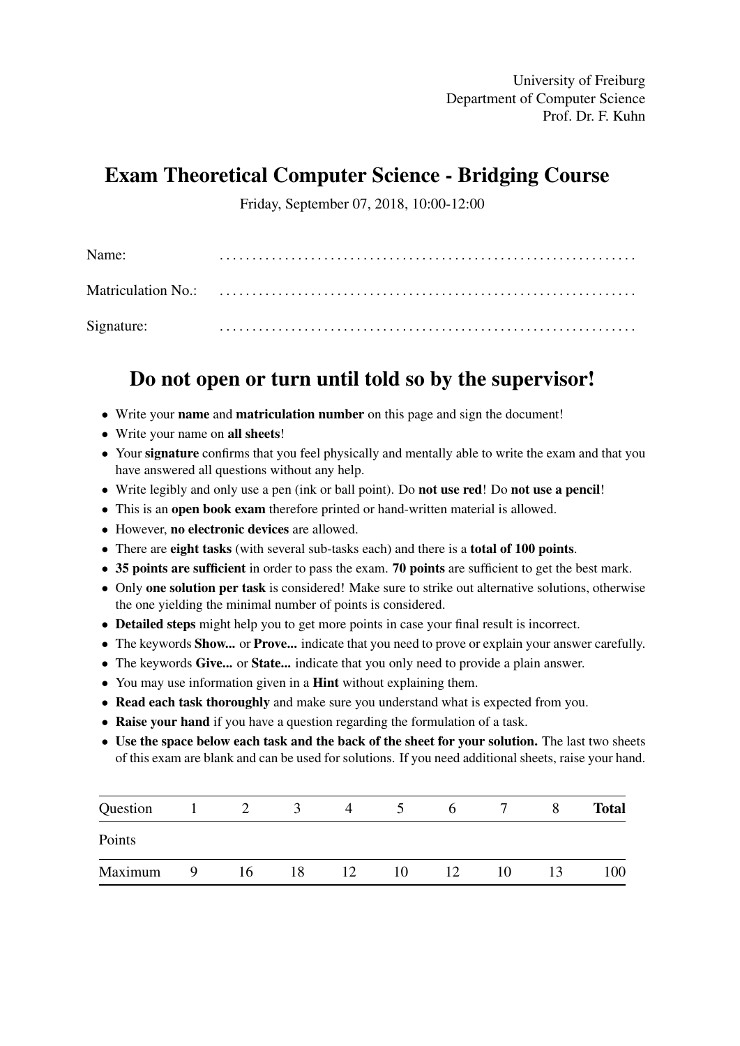University of Freiburg
Department of Computer Science
Prof. Dr. F. Kuhn

# Exam Theoretical Computer Science - Bridging Course

Friday, September 07, 2018, 10:00-12:00

Name: ...............................................................

Matriculation No.: ...............................................................

Signature: ...............................................................

## Do not open or turn until told so by the supervisor!

- Write your **name** and **matriculation number** on this page and sign the document!
- Write your name on **all sheets**!
- Your **signature** confirms that you feel physically and mentally able to write the exam and that you have answered all questions without any help.
- Write legibly and only use a pen (ink or ball point). Do **not use red**! Do **not use a pencil**!
- This is an **open book exam** therefore printed or hand-written material is allowed.
- However, **no electronic devices** are allowed.
- There are **eight tasks** (with several sub-tasks each) and there is a **total of 100 points**.
- **35 points are sufficient** in order to pass the exam. **70 points** are sufficient to get the best mark.
- Only **one solution per task** is considered! Make sure to strike out alternative solutions, otherwise the one yielding the minimal number of points is considered.
- **Detailed steps** might help you to get more points in case your final result is incorrect.
- The keywords **Show...** or **Prove...** indicate that you need to prove or explain your answer carefully.
- The keywords **Give...** or **State...** indicate that you only need to provide a plain answer.
- You may use information given in a **Hint** without explaining them.
- **Read each task thoroughly** and make sure you understand what is expected from you.
- **Raise your hand** if you have a question regarding the formulation of a task.
- **Use the space below each task and the back of the sheet for your solution.** The last two sheets of this exam are blank and can be used for solutions. If you need additional sheets, raise your hand.

| Question | 1 | 2 | 3 | 4 | 5 | 6 | 7 | 8 | **Total** |
|---|---|---|---|---|---|---|---|---|---|
| Points | | | | | | | | | |
| Maximum | 9 | 16 | 18 | 12 | 10 | 12 | 10 | 13 | 100 |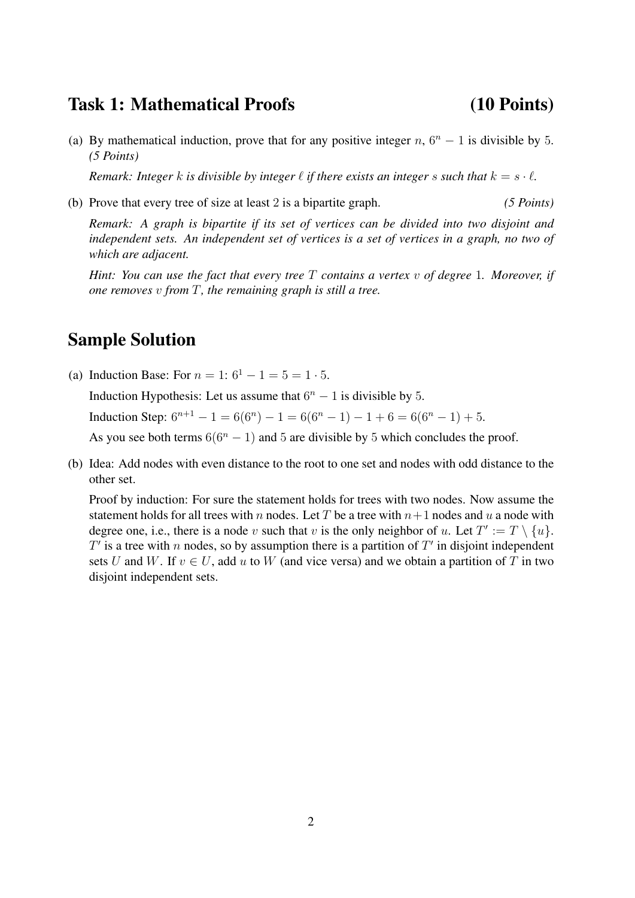## Task 1: Mathematical Proofs (10 Points)

(a) By mathematical induction, prove that for any positive integer $n$, $6^n - 1$ is divisible by $5$. *(5 Points)*

*Remark: Integer $k$ is divisible by integer $\ell$ if there exists an integer $s$ such that $k = s \cdot \ell$.*

(b) Prove that every tree of size at least $2$ is a bipartite graph. *(5 Points)*

*Remark: A graph is bipartite if its set of vertices can be divided into two disjoint and independent sets. An independent set of vertices is a set of vertices in a graph, no two of which are adjacent.*

*Hint: You can use the fact that every tree $T$ contains a vertex $v$ of degree $1$. Moreover, if one removes $v$ from $T$, the remaining graph is still a tree.*

## Sample Solution

(a) Induction Base: For $n = 1$: $6^1 - 1 = 5 = 1 \cdot 5$.

Induction Hypothesis: Let us assume that $6^n - 1$ is divisible by $5$.

Induction Step: $6^{n+1} - 1 = 6(6^n) - 1 = 6(6^n - 1) - 1 + 6 = 6(6^n - 1) + 5$.

As you see both terms $6(6^n - 1)$ and $5$ are divisible by $5$ which concludes the proof.

(b) Idea: Add nodes with even distance to the root to one set and nodes with odd distance to the other set.

Proof by induction: For sure the statement holds for trees with two nodes. Now assume the statement holds for all trees with $n$ nodes. Let $T$ be a tree with $n+1$ nodes and $u$ a node with degree one, i.e., there is a node $v$ such that $v$ is the only neighbor of $u$. Let $T' := T \setminus \{u\}$. $T'$ is a tree with $n$ nodes, so by assumption there is a partition of $T'$ in disjoint independent sets $U$ and $W$. If $v \in U$, add $u$ to $W$ (and vice versa) and we obtain a partition of $T$ in two disjoint independent sets.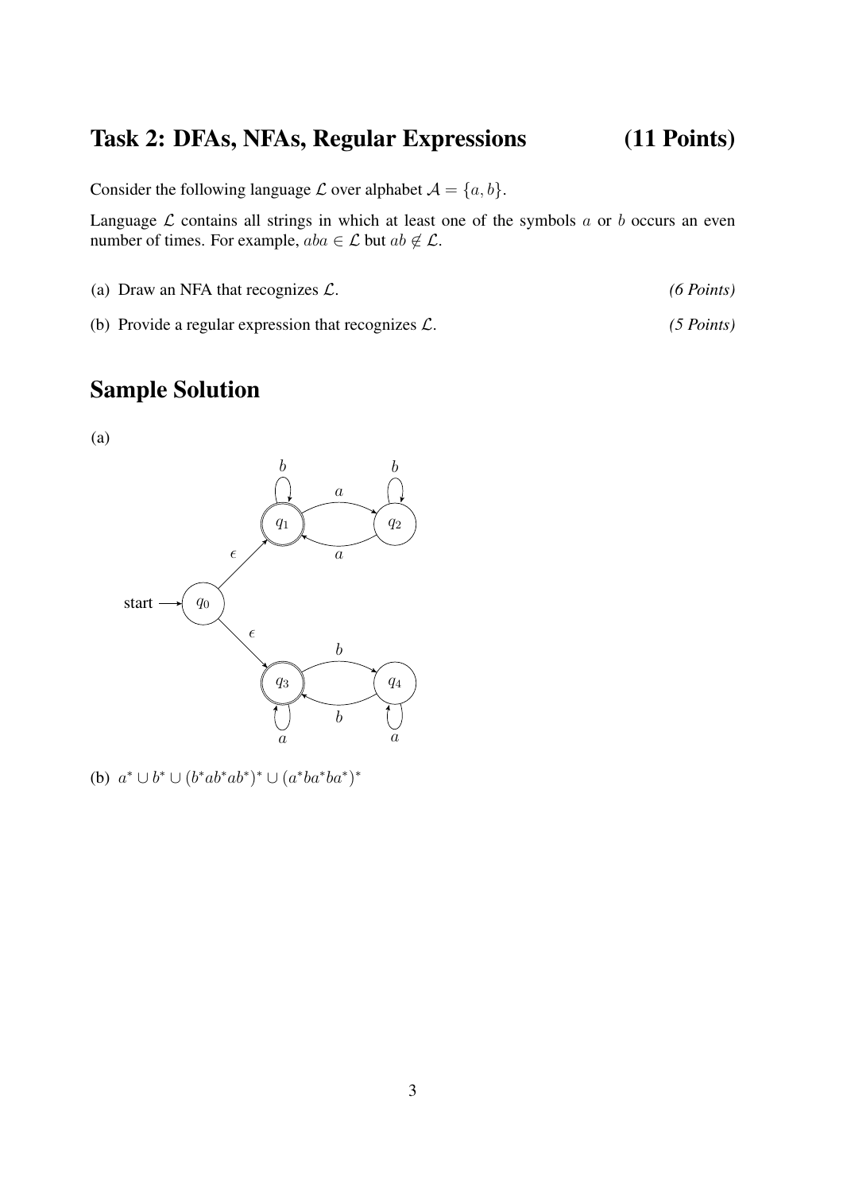## Task 2: DFAs, NFAs, Regular Expressions (11 Points)

Consider the following language $\mathcal{L}$ over alphabet $\mathcal{A} = \{a, b\}$.

Language $\mathcal{L}$ contains all strings in which at least one of the symbols $a$ or $b$ occurs an even number of times. For example, $aba \in \mathcal{L}$ but $ab \notin \mathcal{L}$.

(a) Draw an NFA that recognizes $\mathcal{L}$. *(6 Points)*

(b) Provide a regular expression that recognizes $\mathcal{L}$. *(5 Points)*

## Sample Solution

(a)

(b) $a^* \cup b^* \cup (b^*ab^*ab^*)^* \cup (a^*ba^*ba^*)^*$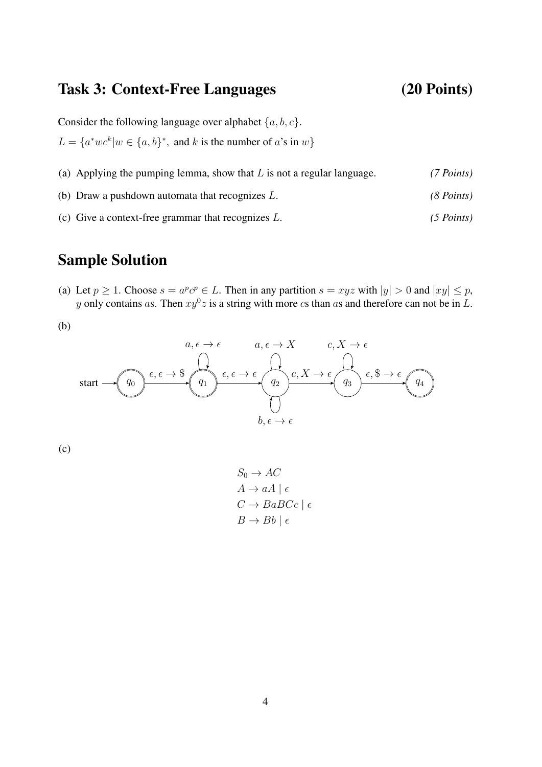## Task 3: Context-Free Languages (20 Points)

Consider the following language over alphabet $\{a, b, c\}$.

$L = \{a^* w c^k | w \in \{a, b\}^*, \text{ and } k \text{ is the number of } a\text{'s in } w\}$

(a) Applying the pumping lemma, show that $L$ is not a regular language. *(7 Points)*

(b) Draw a pushdown automata that recognizes $L$. *(8 Points)*

(c) Give a context-free grammar that recognizes $L$. *(5 Points)*

## Sample Solution

(a) Let $p \geq 1$. Choose $s = a^p c^p \in L$. Then in any partition $s = xyz$ with $|y| > 0$ and $|xy| \leq p$, $y$ only contains $a$s. Then $xy^0z$ is a string with more $c$s than $a$s and therefore can not be in $L$.

(b)

start → $q_0$

$q_0 \xrightarrow{\epsilon, \epsilon \to \$} q_1$

$q_1$: $a, \epsilon \to \epsilon$

$q_1 \xrightarrow{\epsilon, \epsilon \to \epsilon} q_2$

$q_2$: $a, \epsilon \to X$

$q_2$: $b, \epsilon \to \epsilon$

$q_2 \xrightarrow{c, X \to \epsilon} q_3$

$q_3$: $c, X \to \epsilon$

$q_3 \xrightarrow{\epsilon, \$ \to \epsilon} q_4$

(c)

$$
\begin{aligned}
S_0 &\to AC \\
A &\to aA \mid \epsilon \\
C &\to BaBCc \mid \epsilon \\
B &\to Bb \mid \epsilon
\end{aligned}
$$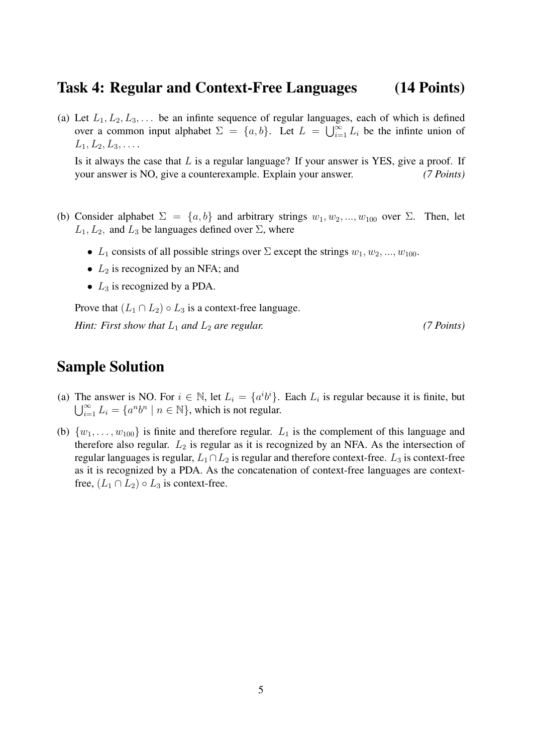## Task 4: Regular and Context-Free Languages (14 Points)

(a) Let $L_1, L_2, L_3, \dots$ be an infinte sequence of regular languages, each of which is defined over a common input alphabet $\Sigma = \{a, b\}$. Let $L = \bigcup_{i=1}^{\infty} L_i$ be the infinte union of $L_1, L_2, L_3, \dots$.

Is it always the case that $L$ is a regular language? If your answer is YES, give a proof. If your answer is NO, give a counterexample. Explain your answer. *(7 Points)*

(b) Consider alphabet $\Sigma = \{a, b\}$ and arbitrary strings $w_1, w_2, ..., w_{100}$ over $\Sigma$. Then, let $L_1, L_2,$ and $L_3$ be languages defined over $\Sigma$, where

- $L_1$ consists of all possible strings over $\Sigma$ except the strings $w_1, w_2, ..., w_{100}$.
- $L_2$ is recognized by an NFA; and
- $L_3$ is recognized by a PDA.

Prove that $(L_1 \cap L_2) \circ L_3$ is a context-free language.

*Hint: First show that $L_1$ and $L_2$ are regular.* *(7 Points)*

## Sample Solution

(a) The answer is NO. For $i \in \mathbb{N}$, let $L_i = \{a^i b^i\}$. Each $L_i$ is regular because it is finite, but $\bigcup_{i=1}^{\infty} L_i = \{a^n b^n \mid n \in \mathbb{N}\}$, which is not regular.

(b) $\{w_1, \dots, w_{100}\}$ is finite and therefore regular. $L_1$ is the complement of this language and therefore also regular. $L_2$ is regular as it is recognized by an NFA. As the intersection of regular languages is regular, $L_1 \cap L_2$ is regular and therefore context-free. $L_3$ is context-free as it is recognized by a PDA. As the concatenation of context-free languages are context-free, $(L_1 \cap L_2) \circ L_3$ is context-free.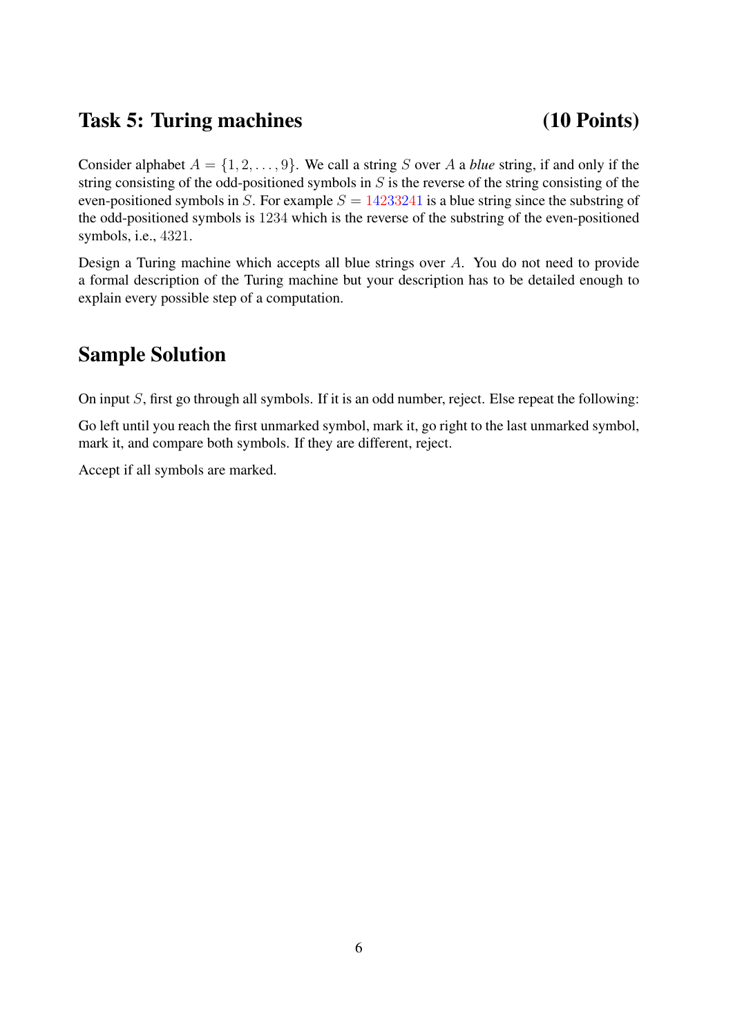## Task 5: Turing machines (10 Points)

Consider alphabet $A = \{1, 2, \ldots, 9\}$. We call a string $S$ over $A$ a *blue* string, if and only if the string consisting of the odd-positioned symbols in $S$ is the reverse of the string consisting of the even-positioned symbols in $S$. For example $S = 14233241$ is a blue string since the substring of the odd-positioned symbols is $1234$ which is the reverse of the substring of the even-positioned symbols, i.e., $4321$.

Design a Turing machine which accepts all blue strings over $A$. You do not need to provide a formal description of the Turing machine but your description has to be detailed enough to explain every possible step of a computation.

## Sample Solution

On input $S$, first go through all symbols. If it is an odd number, reject. Else repeat the following:

Go left until you reach the first unmarked symbol, mark it, go right to the last unmarked symbol, mark it, and compare both symbols. If they are different, reject.

Accept if all symbols are marked.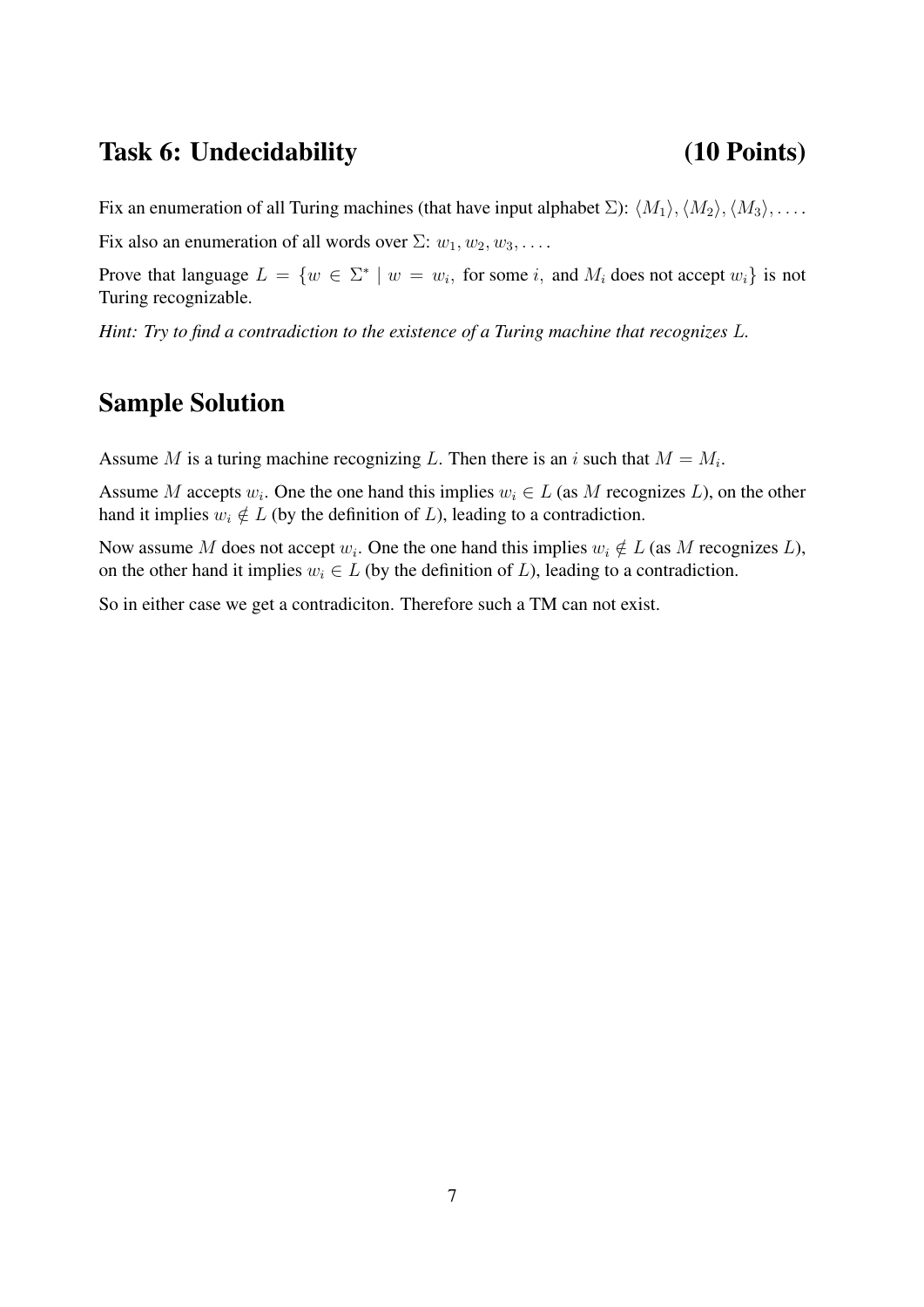## Task 6: Undecidability (10 Points)

Fix an enumeration of all Turing machines (that have input alphabet $\Sigma$): $\langle M_1 \rangle, \langle M_2 \rangle, \langle M_3 \rangle, \ldots$.

Fix also an enumeration of all words over $\Sigma$: $w_1, w_2, w_3, \ldots$.

Prove that language $L = \{w \in \Sigma^* \mid w = w_i, \text{ for some } i, \text{ and } M_i \text{ does not accept } w_i\}$ is not Turing recognizable.

*Hint: Try to find a contradiction to the existence of a Turing machine that recognizes $L$.*

## Sample Solution

Assume $M$ is a turing machine recognizing $L$. Then there is an $i$ such that $M = M_i$.

Assume $M$ accepts $w_i$. One the one hand this implies $w_i \in L$ (as $M$ recognizes $L$), on the other hand it implies $w_i \notin L$ (by the definition of $L$), leading to a contradiction.

Now assume $M$ does not accept $w_i$. One the one hand this implies $w_i \notin L$ (as $M$ recognizes $L$), on the other hand it implies $w_i \in L$ (by the definition of $L$), leading to a contradiction.

So in either case we get a contradiciton. Therefore such a TM can not exist.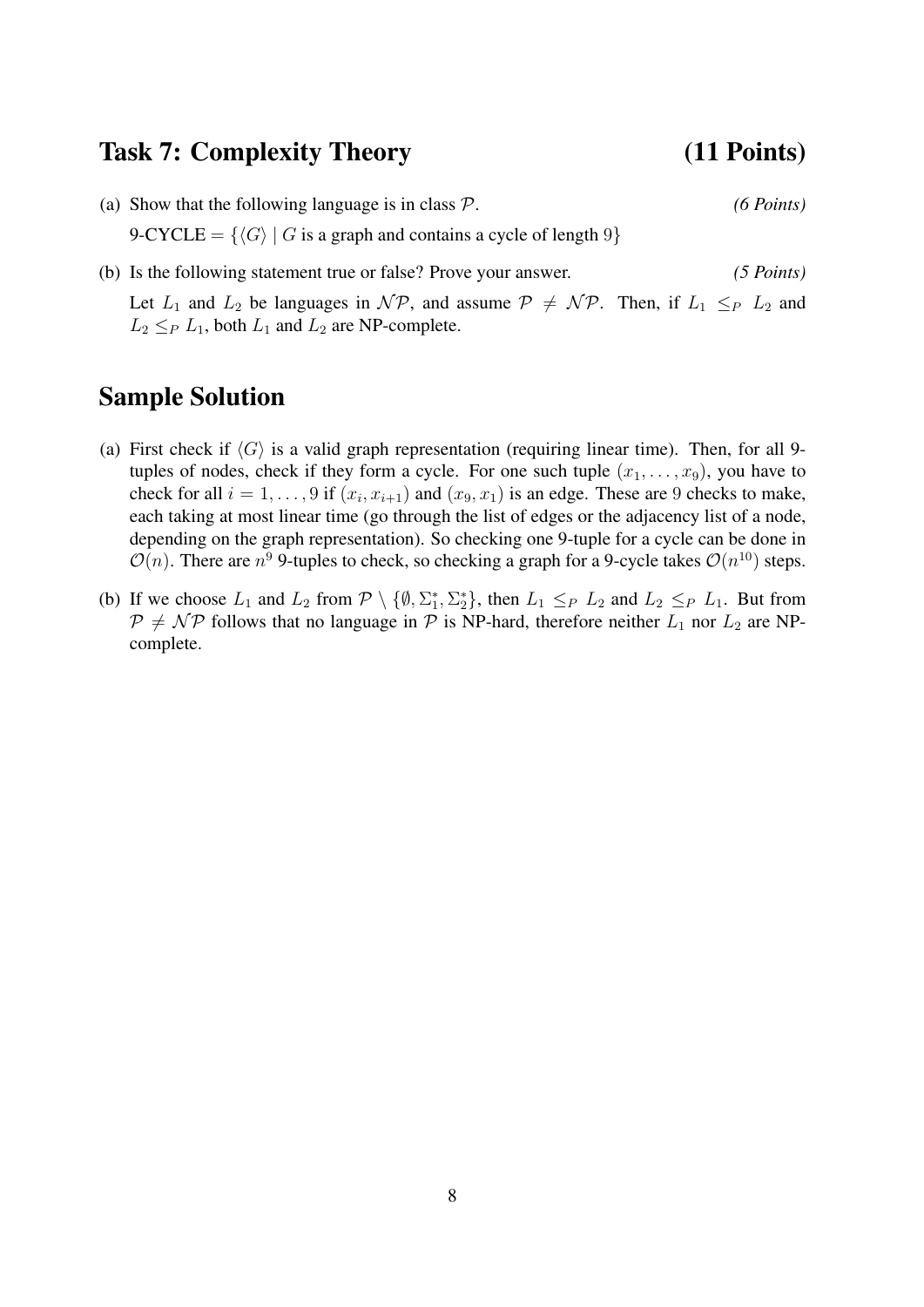## Task 7: Complexity Theory (11 Points)

(a) Show that the following language is in class $\mathcal{P}$. *(6 Points)*

9-CYCLE $= \{\langle G \rangle \mid G$ is a graph and contains a cycle of length $9\}$

(b) Is the following statement true or false? Prove your answer. *(5 Points)*

Let $L_1$ and $L_2$ be languages in $\mathcal{NP}$, and assume $\mathcal{P} \neq \mathcal{NP}$. Then, if $L_1 \leq_P L_2$ and $L_2 \leq_P L_1$, both $L_1$ and $L_2$ are NP-complete.

## Sample Solution

(a) First check if $\langle G \rangle$ is a valid graph representation (requiring linear time). Then, for all 9-tuples of nodes, check if they form a cycle. For one such tuple $(x_1, \ldots, x_9)$, you have to check for all $i = 1, \ldots, 9$ if $(x_i, x_{i+1})$ and $(x_9, x_1)$ is an edge. These are $9$ checks to make, each taking at most linear time (go through the list of edges or the adjacency list of a node, depending on the graph representation). So checking one 9-tuple for a cycle can be done in $\mathcal{O}(n)$. There are $n^9$ 9-tuples to check, so checking a graph for a 9-cycle takes $\mathcal{O}(n^{10})$ steps.

(b) If we choose $L_1$ and $L_2$ from $\mathcal{P} \setminus \{\emptyset, \Sigma_1^*, \Sigma_2^*\}$, then $L_1 \leq_P L_2$ and $L_2 \leq_P L_1$. But from $\mathcal{P} \neq \mathcal{NP}$ follows that no language in $\mathcal{P}$ is NP-hard, therefore neither $L_1$ nor $L_2$ are NP-complete.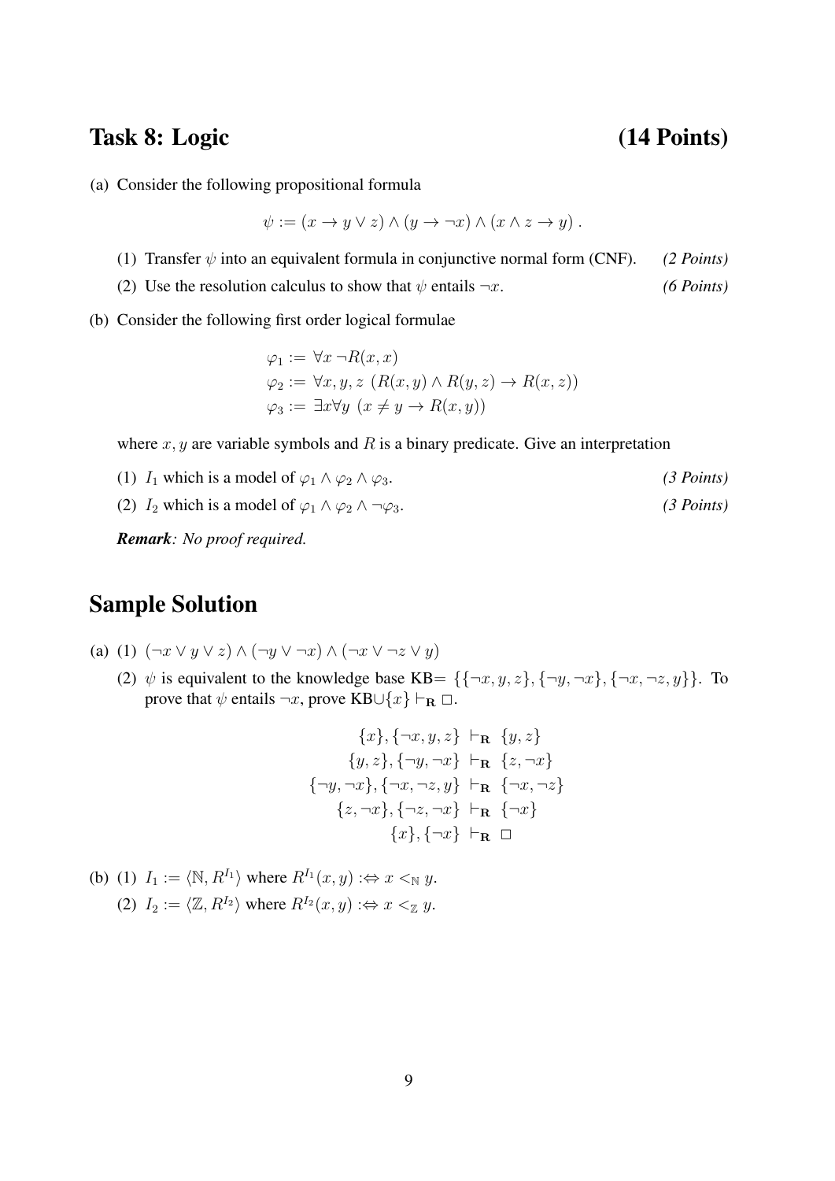## Task 8: Logic (14 Points)

(a) Consider the following propositional formula

$$\psi := (x \to y \vee z) \wedge (y \to \neg x) \wedge (x \wedge z \to y) .$$

(1) Transfer $\psi$ into an equivalent formula in conjunctive normal form (CNF). *(2 Points)*

(2) Use the resolution calculus to show that $\psi$ entails $\neg x$. *(6 Points)*

(b) Consider the following first order logical formulae

$$\varphi_1 := \forall x \, \neg R(x, x)$$
$$\varphi_2 := \forall x, y, z \; (R(x, y) \wedge R(y, z) \to R(x, z))$$
$$\varphi_3 := \exists x \forall y \; (x \neq y \to R(x, y))$$

where $x, y$ are variable symbols and $R$ is a binary predicate. Give an interpretation

(1) $I_1$ which is a model of $\varphi_1 \wedge \varphi_2 \wedge \varphi_3$. *(3 Points)*

(2) $I_2$ which is a model of $\varphi_1 \wedge \varphi_2 \wedge \neg\varphi_3$. *(3 Points)*

***Remark**: No proof required.*

## Sample Solution

(a) (1) $(\neg x \vee y \vee z) \wedge (\neg y \vee \neg x) \wedge (\neg x \vee \neg z \vee y)$

(2) $\psi$ is equivalent to the knowledge base KB$= \{\{\neg x, y, z\}, \{\neg y, \neg x\}, \{\neg x, \neg z, y\}\}$. To prove that $\psi$ entails $\neg x$, prove KB$\cup\{x\} \vdash_{\mathbf{R}} \square$.

$$\{x\}, \{\neg x, y, z\} \vdash_{\mathbf{R}} \{y, z\}$$
$$\{y, z\}, \{\neg y, \neg x\} \vdash_{\mathbf{R}} \{z, \neg x\}$$
$$\{\neg y, \neg x\}, \{\neg x, \neg z, y\} \vdash_{\mathbf{R}} \{\neg x, \neg z\}$$
$$\{z, \neg x\}, \{\neg z, \neg x\} \vdash_{\mathbf{R}} \{\neg x\}$$
$$\{x\}, \{\neg x\} \vdash_{\mathbf{R}} \square$$

(b) (1) $I_1 := \langle \mathbb{N}, R^{I_1} \rangle$ where $R^{I_1}(x, y) :\Leftrightarrow x <_{\mathbb{N}} y$.

(2) $I_2 := \langle \mathbb{Z}, R^{I_2} \rangle$ where $R^{I_2}(x, y) :\Leftrightarrow x <_{\mathbb{Z}} y$.